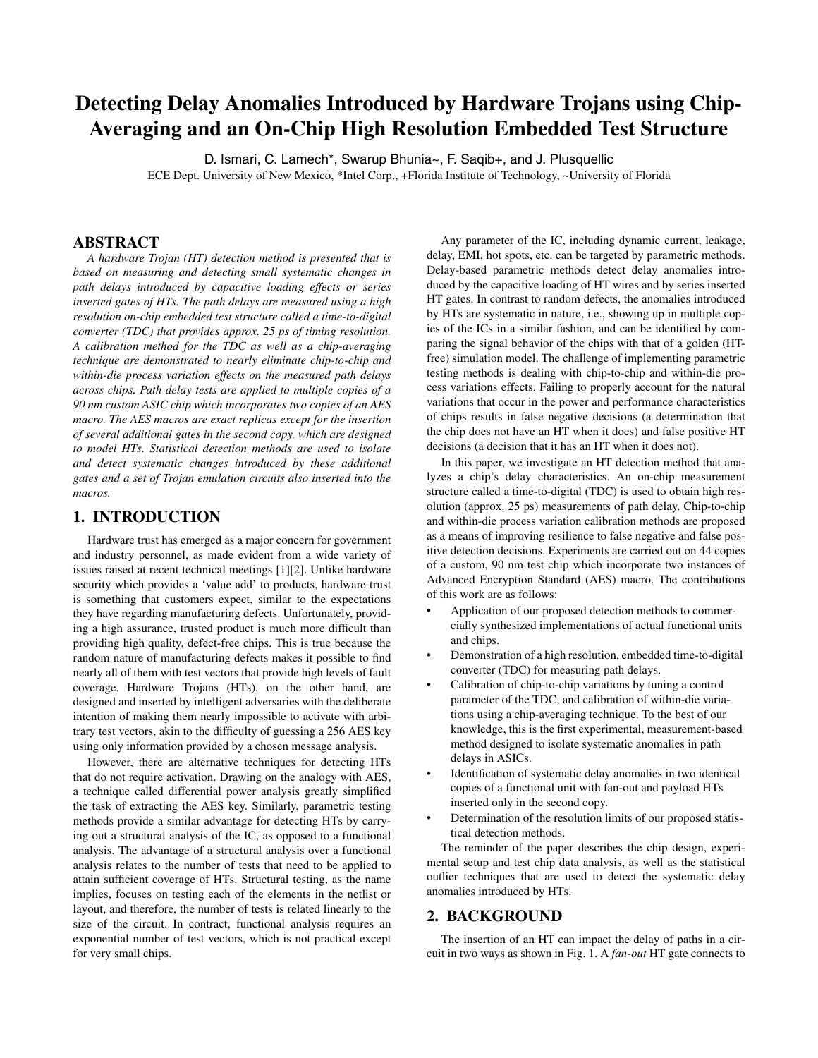# Detecting Delay Anomalies Introduced by Hardware Trojans using Chip-Averaging and an On-Chip High Resolution Embedded Test Structure

D. Ismari, C. Lamech*, Swarup Bhunia~, F. Saqib+, and J. Plusquellic

ECE Dept. University of New Mexico, *Intel Corp., +Florida Institute of Technology, ~University of Florida

## ABSTRACT

*A hardware Trojan (HT) detection method is presented that is based on measuring and detecting small systematic changes in path delays introduced by capacitive loading effects or series inserted gates of HTs. The path delays are measured using a high resolution on-chip embedded test structure called a time-to-digital converter (TDC) that provides approx. 25 ps of timing resolution. A calibration method for the TDC as well as a chip-averaging technique are demonstrated to nearly eliminate chip-to-chip and within-die process variation effects on the measured path delays across chips. Path delay tests are applied to multiple copies of a 90 nm custom ASIC chip which incorporates two copies of an AES macro. The AES macros are exact replicas except for the insertion of several additional gates in the second copy, which are designed to model HTs. Statistical detection methods are used to isolate and detect systematic changes introduced by these additional gates and a set of Trojan emulation circuits also inserted into the macros.*

## 1. INTRODUCTION

Hardware trust has emerged as a major concern for government and industry personnel, as made evident from a wide variety of issues raised at recent technical meetings [1][2]. Unlike hardware security which provides a 'value add' to products, hardware trust is something that customers expect, similar to the expectations they have regarding manufacturing defects. Unfortunately, providing a high assurance, trusted product is much more difficult than providing high quality, defect-free chips. This is true because the random nature of manufacturing defects makes it possible to find nearly all of them with test vectors that provide high levels of fault coverage. Hardware Trojans (HTs), on the other hand, are designed and inserted by intelligent adversaries with the deliberate intention of making them nearly impossible to activate with arbitrary test vectors, akin to the difficulty of guessing a 256 AES key using only information provided by a chosen message analysis.

However, there are alternative techniques for detecting HTs that do not require activation. Drawing on the analogy with AES, a technique called differential power analysis greatly simplified the task of extracting the AES key. Similarly, parametric testing methods provide a similar advantage for detecting HTs by carrying out a structural analysis of the IC, as opposed to a functional analysis. The advantage of a structural analysis over a functional analysis relates to the number of tests that need to be applied to attain sufficient coverage of HTs. Structural testing, as the name implies, focuses on testing each of the elements in the netlist or layout, and therefore, the number of tests is related linearly to the size of the circuit. In contract, functional analysis requires an exponential number of test vectors, which is not practical except for very small chips.

Any parameter of the IC, including dynamic current, leakage, delay, EMI, hot spots, etc. can be targeted by parametric methods. Delay-based parametric methods detect delay anomalies introduced by the capacitive loading of HT wires and by series inserted HT gates. In contrast to random defects, the anomalies introduced by HTs are systematic in nature, i.e., showing up in multiple copies of the ICs in a similar fashion, and can be identified by comparing the signal behavior of the chips with that of a golden (HT-free) simulation model. The challenge of implementing parametric testing methods is dealing with chip-to-chip and within-die process variations effects. Failing to properly account for the natural variations that occur in the power and performance characteristics of chips results in false negative decisions (a determination that the chip does not have an HT when it does) and false positive HT decisions (a decision that it has an HT when it does not).

In this paper, we investigate an HT detection method that analyzes a chip's delay characteristics. An on-chip measurement structure called a time-to-digital (TDC) is used to obtain high resolution (approx. 25 ps) measurements of path delay. Chip-to-chip and within-die process variation calibration methods are proposed as a means of improving resilience to false negative and false positive detection decisions. Experiments are carried out on 44 copies of a custom, 90 nm test chip which incorporate two instances of Advanced Encryption Standard (AES) macro. The contributions of this work are as follows:

- Application of our proposed detection methods to commercially synthesized implementations of actual functional units and chips.
- Demonstration of a high resolution, embedded time-to-digital converter (TDC) for measuring path delays.
- Calibration of chip-to-chip variations by tuning a control parameter of the TDC, and calibration of within-die variations using a chip-averaging technique. To the best of our knowledge, this is the first experimental, measurement-based method designed to isolate systematic anomalies in path delays in ASICs.
- Identification of systematic delay anomalies in two identical copies of a functional unit with fan-out and payload HTs inserted only in the second copy.
- Determination of the resolution limits of our proposed statistical detection methods.

The reminder of the paper describes the chip design, experimental setup and test chip data analysis, as well as the statistical outlier techniques that are used to detect the systematic delay anomalies introduced by HTs.

## 2. BACKGROUND

The insertion of an HT can impact the delay of paths in a circuit in two ways as shown in Fig. 1. A *fan-out* HT gate connects to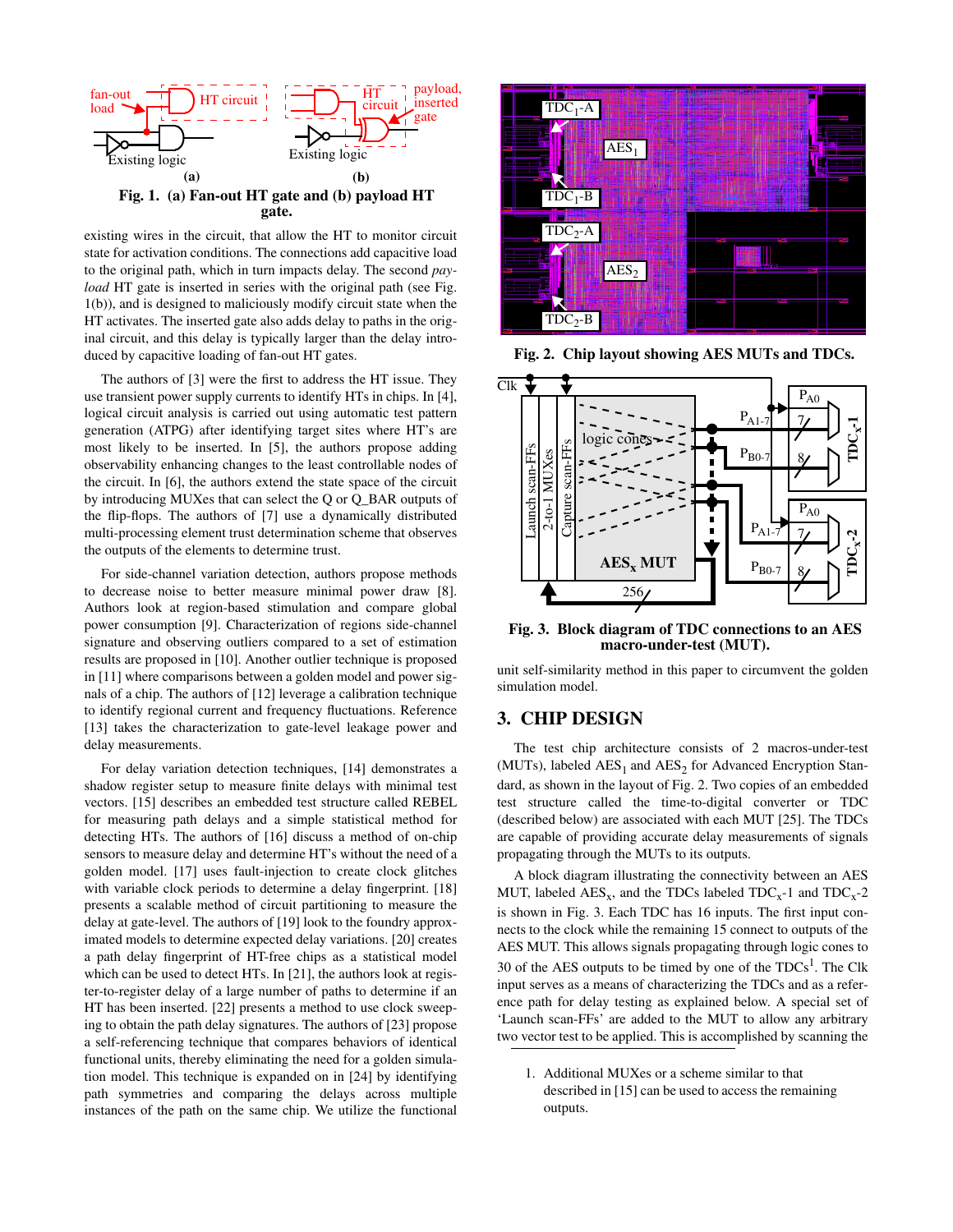Fig. 1. (a) Fan-out HT gate and (b) payload HT gate.

existing wires in the circuit, that allow the HT to monitor circuit state for activation conditions. The connections add capacitive load to the original path, which in turn impacts delay. The second *payload* HT gate is inserted in series with the original path (see Fig. 1(b)), and is designed to maliciously modify circuit state when the HT activates. The inserted gate also adds delay to paths in the original circuit, and this delay is typically larger than the delay introduced by capacitive loading of fan-out HT gates.

The authors of [3] were the first to address the HT issue. They use transient power supply currents to identify HTs in chips. In [4], logical circuit analysis is carried out using automatic test pattern generation (ATPG) after identifying target sites where HT's are most likely to be inserted. In [5], the authors propose adding observability enhancing changes to the least controllable nodes of the circuit. In [6], the authors extend the state space of the circuit by introducing MUXes that can select the Q or Q_BAR outputs of the flip-flops. The authors of [7] use a dynamically distributed multi-processing element trust determination scheme that observes the outputs of the elements to determine trust.

For side-channel variation detection, authors propose methods to decrease noise to better measure minimal power draw [8]. Authors look at region-based stimulation and compare global power consumption [9]. Characterization of regions side-channel signature and observing outliers compared to a set of estimation results are proposed in [10]. Another outlier technique is proposed in [11] where comparisons between a golden model and power signals of a chip. The authors of [12] leverage a calibration technique to identify regional current and frequency fluctuations. Reference [13] takes the characterization to gate-level leakage power and delay measurements.

For delay variation detection techniques, [14] demonstrates a shadow register setup to measure finite delays with minimal test vectors. [15] describes an embedded test structure called REBEL for measuring path delays and a simple statistical method for detecting HTs. The authors of [16] discuss a method of on-chip sensors to measure delay and determine HT's without the need of a golden model. [17] uses fault-injection to create clock glitches with variable clock periods to determine a delay fingerprint. [18] presents a scalable method of circuit partitioning to measure the delay at gate-level. The authors of [19] look to the foundry approximated models to determine expected delay variations. [20] creates a path delay fingerprint of HT-free chips as a statistical model which can be used to detect HTs. In [21], the authors look at register-to-register delay of a large number of paths to determine if an HT has been inserted. [22] presents a method to use clock sweeping to obtain the path delay signatures. The authors of [23] propose a self-referencing technique that compares behaviors of identical functional units, thereby eliminating the need for a golden simulation model. This technique is expanded on in [24] by identifying path symmetries and comparing the delays across multiple instances of the path on the same chip. We utilize the functional unit self-similarity method in this paper to circumvent the golden simulation model.

Fig. 2. Chip layout showing AES MUTs and TDCs.

Fig. 3. Block diagram of TDC connections to an AES macro-under-test (MUT).

## 3. CHIP DESIGN

The test chip architecture consists of 2 macros-under-test (MUTs), labeled $AES_1$ and $AES_2$ for Advanced Encryption Standard, as shown in the layout of Fig. 2. Two copies of an embedded test structure called the time-to-digital converter or TDC (described below) are associated with each MUT [25]. The TDCs are capable of providing accurate delay measurements of signals propagating through the MUTs to its outputs.

A block diagram illustrating the connectivity between an AES MUT, labeled $AES_x$, and the TDCs labeled $TDC_x$-1 and $TDC_x$-2 is shown in Fig. 3. Each TDC has 16 inputs. The first input connects to the clock while the remaining 15 connect to outputs of the AES MUT. This allows signals propagating through logic cones to 30 of the AES outputs to be timed by one of the TDCs[1]. The Clk input serves as a means of characterizing the TDCs and as a reference path for delay testing as explained below. A special set of 'Launch scan-FFs' are added to the MUT to allow any arbitrary two vector test to be applied. This is accomplished by scanning the

1. Additional MUXes or a scheme similar to that described in [15] can be used to access the remaining outputs.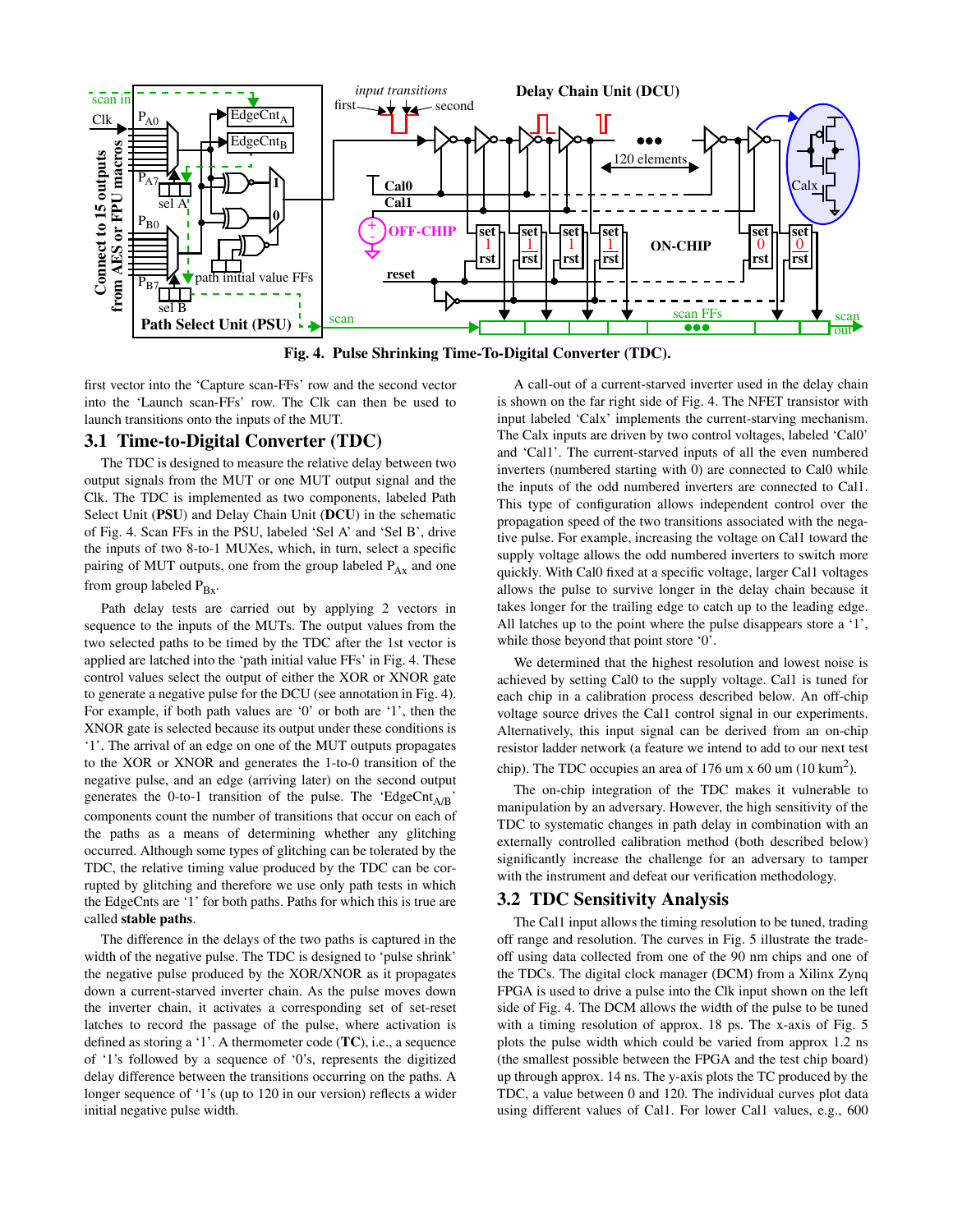**Fig. 4. Pulse Shrinking Time-To-Digital Converter (TDC).**

first vector into the 'Capture scan-FFs' row and the second vector into the 'Launch scan-FFs' row. The Clk can then be used to launch transitions onto the inputs of the MUT.

## 3.1 Time-to-Digital Converter (TDC)

The TDC is designed to measure the relative delay between two output signals from the MUT or one MUT output signal and the Clk. The TDC is implemented as two components, labeled Path Select Unit (**PSU**) and Delay Chain Unit (**DCU**) in the schematic of Fig. 4. Scan FFs in the PSU, labeled 'Sel A' and 'Sel B', drive the inputs of two 8-to-1 MUXes, which, in turn, select a specific pairing of MUT outputs, one from the group labeled $P_{Ax}$ and one from group labeled $P_{Bx}$.

Path delay tests are carried out by applying 2 vectors in sequence to the inputs of the MUTs. The output values from the two selected paths to be timed by the TDC after the 1st vector is applied are latched into the 'path initial value FFs' in Fig. 4. These control values select the output of either the XOR or XNOR gate to generate a negative pulse for the DCU (see annotation in Fig. 4). For example, if both path values are '0' or both are '1', then the XNOR gate is selected because its output under these conditions is '1'. The arrival of an edge on one of the MUT outputs propagates to the XOR or XNOR and generates the 1-to-0 transition of the negative pulse, and an edge (arriving later) on the second output generates the 0-to-1 transition of the pulse. The '$\text{EdgeCnt}_{A/B}$' components count the number of transitions that occur on each of the paths as a means of determining whether any glitching occurred. Although some types of glitching can be tolerated by the TDC, the relative timing value produced by the TDC can be corrupted by glitching and therefore we use only path tests in which the EdgeCnts are '1' for both paths. Paths for which this is true are called **stable paths**.

The difference in the delays of the two paths is captured in the width of the negative pulse. The TDC is designed to 'pulse shrink' the negative pulse produced by the XOR/XNOR as it propagates down a current-starved inverter chain. As the pulse moves down the inverter chain, it activates a corresponding set of set-reset latches to record the passage of the pulse, where activation is defined as storing a '1'. A thermometer code (**TC**), i.e., a sequence of '1's followed by a sequence of '0's, represents the digitized delay difference between the transitions occurring on the paths. A longer sequence of '1's (up to 120 in our version) reflects a wider initial negative pulse width.

A call-out of a current-starved inverter used in the delay chain is shown on the far right side of Fig. 4. The NFET transistor with input labeled 'Calx' implements the current-starving mechanism. The Calx inputs are driven by two control voltages, labeled 'Cal0' and 'Cal1'. The current-starved inputs of all the even numbered inverters (numbered starting with 0) are connected to Cal0 while the inputs of the odd numbered inverters are connected to Cal1. This type of configuration allows independent control over the propagation speed of the two transitions associated with the negative pulse. For example, increasing the voltage on Cal1 toward the supply voltage allows the odd numbered inverters to switch more quickly. With Cal0 fixed at a specific voltage, larger Cal1 voltages allows the pulse to survive longer in the delay chain because it takes longer for the trailing edge to catch up to the leading edge. All latches up to the point where the pulse disappears store a '1', while those beyond that point store '0'.

We determined that the highest resolution and lowest noise is achieved by setting Cal0 to the supply voltage. Cal1 is tuned for each chip in a calibration process described below. An off-chip voltage source drives the Cal1 control signal in our experiments. Alternatively, this input signal can be derived from an on-chip resistor ladder network (a feature we intend to add to our next test chip). The TDC occupies an area of 176 um x 60 um (10 $\text{kum}^2$).

The on-chip integration of the TDC makes it vulnerable to manipulation by an adversary. However, the high sensitivity of the TDC to systematic changes in path delay in combination with an externally controlled calibration method (both described below) significantly increase the challenge for an adversary to tamper with the instrument and defeat our verification methodology.

## 3.2 TDC Sensitivity Analysis

The Cal1 input allows the timing resolution to be tuned, trading off range and resolution. The curves in Fig. 5 illustrate the tradeoff using data collected from one of the 90 nm chips and one of the TDCs. The digital clock manager (DCM) from a Xilinx Zynq FPGA is used to drive a pulse into the Clk input shown on the left side of Fig. 4. The DCM allows the width of the pulse to be tuned with a timing resolution of approx. 18 ps. The x-axis of Fig. 5 plots the pulse width which could be varied from approx 1.2 ns (the smallest possible between the FPGA and the test chip board) up through approx. 14 ns. The y-axis plots the TC produced by the TDC, a value between 0 and 120. The individual curves plot data using different values of Cal1. For lower Cal1 values, e.g., 600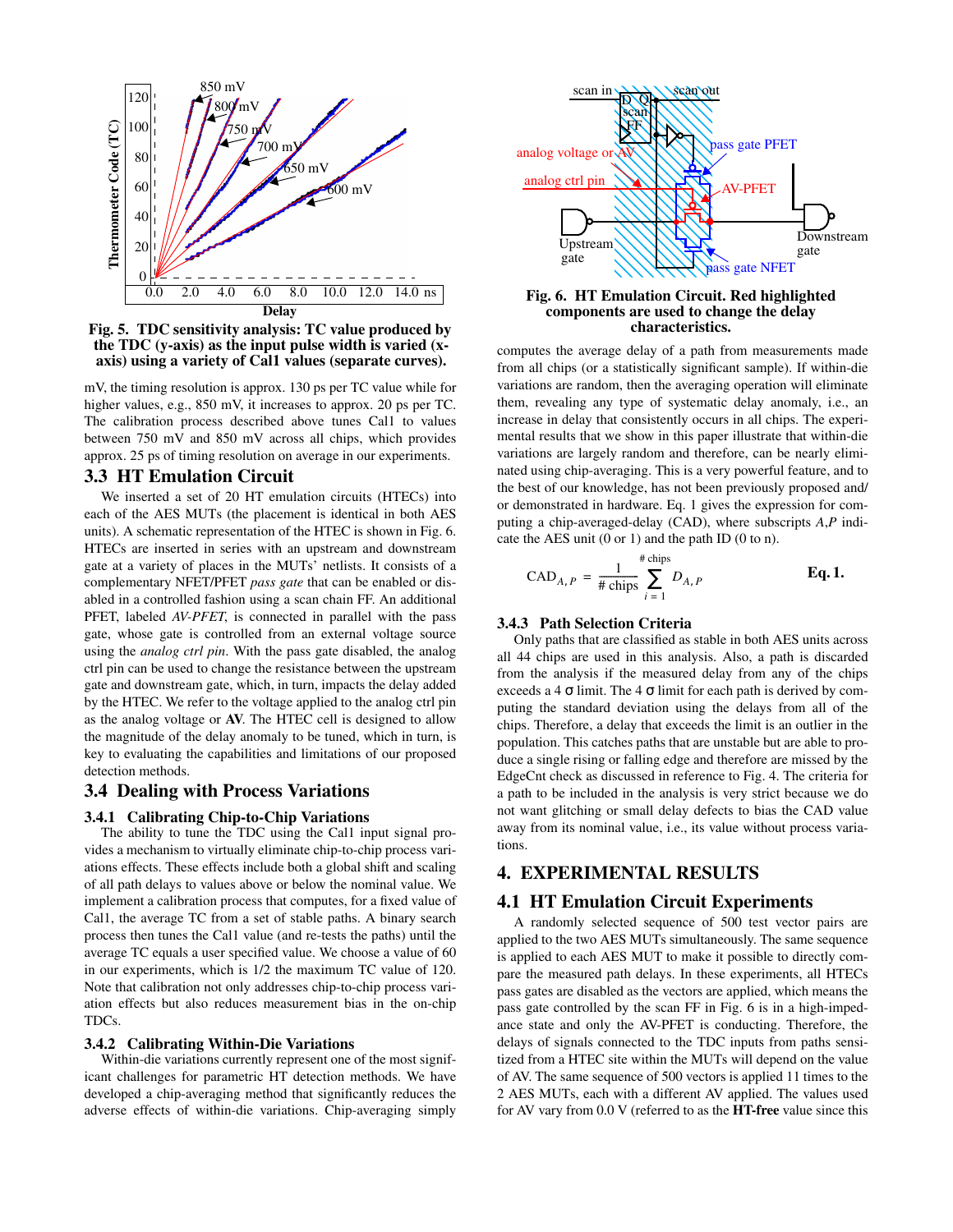**Fig. 5. TDC sensitivity analysis: TC value produced by the TDC (y-axis) as the input pulse width is varied (x-axis) using a variety of Cal1 values (separate curves).**

mV, the timing resolution is approx. 130 ps per TC value while for higher values, e.g., 850 mV, it increases to approx. 20 ps per TC. The calibration process described above tunes Cal1 to values between 750 mV and 850 mV across all chips, which provides approx. 25 ps of timing resolution on average in our experiments.

## 3.3 HT Emulation Circuit

We inserted a set of 20 HT emulation circuits (HTECs) into each of the AES MUTs (the placement is identical in both AES units). A schematic representation of the HTEC is shown in Fig. 6. HTECs are inserted in series with an upstream and downstream gate at a variety of places in the MUTs' netlists. It consists of a complementary NFET/PFET *pass gate* that can be enabled or disabled in a controlled fashion using a scan chain FF. An additional PFET, labeled *AV-PFET*, is connected in parallel with the pass gate, whose gate is controlled from an external voltage source using the *analog ctrl pin*. With the pass gate disabled, the analog ctrl pin can be used to change the resistance between the upstream gate and downstream gate, which, in turn, impacts the delay added by the HTEC. We refer to the voltage applied to the analog ctrl pin as the analog voltage or **AV**. The HTEC cell is designed to allow the magnitude of the delay anomaly to be tuned, which in turn, is key to evaluating the capabilities and limitations of our proposed detection methods.

## 3.4 Dealing with Process Variations

### 3.4.1 Calibrating Chip-to-Chip Variations

The ability to tune the TDC using the Cal1 input signal provides a mechanism to virtually eliminate chip-to-chip process variations effects. These effects include both a global shift and scaling of all path delays to values above or below the nominal value. We implement a calibration process that computes, for a fixed value of Cal1, the average TC from a set of stable paths. A binary search process then tunes the Cal1 value (and re-tests the paths) until the average TC equals a user specified value. We choose a value of 60 in our experiments, which is 1/2 the maximum TC value of 120. Note that calibration not only addresses chip-to-chip process variation effects but also reduces measurement bias in the on-chip TDCs.

### 3.4.2 Calibrating Within-Die Variations

Within-die variations currently represent one of the most significant challenges for parametric HT detection methods. We have developed a chip-averaging method that significantly reduces the adverse effects of within-die variations. Chip-averaging simply

**Fig. 6. HT Emulation Circuit. Red highlighted components are used to change the delay characteristics.**

computes the average delay of a path from measurements made from all chips (or a statistically significant sample). If within-die variations are random, then the averaging operation will eliminate them, revealing any type of systematic delay anomaly, i.e., an increase in delay that consistently occurs in all chips. The experimental results that we show in this paper illustrate that within-die variations are largely random and therefore, can be nearly eliminated using chip-averaging. This is a very powerful feature, and to the best of our knowledge, has not been previously proposed and/or demonstrated in hardware. Eq. 1 gives the expression for computing a chip-averaged-delay (CAD), where subscripts *A*,*P* indicate the AES unit (0 or 1) and the path ID (0 to n).

$$CAD_{A,P} = \frac{1}{\#\text{ chips}} \sum_{i=1}^{\#\text{ chips}} D_{A,P} \qquad \textbf{Eq. 1.}$$

### 3.4.3 Path Selection Criteria

Only paths that are classified as stable in both AES units across all 44 chips are used in this analysis. Also, a path is discarded from the analysis if the measured delay from any of the chips exceeds a 4 σ limit. The 4 σ limit for each path is derived by computing the standard deviation using the delays from all of the chips. Therefore, a delay that exceeds the limit is an outlier in the population. This catches paths that are unstable but are able to produce a single rising or falling edge and therefore are missed by the EdgeCnt check as discussed in reference to Fig. 4. The criteria for a path to be included in the analysis is very strict because we do not want glitching or small delay defects to bias the CAD value away from its nominal value, i.e., its value without process variations.

# 4. EXPERIMENTAL RESULTS

## 4.1 HT Emulation Circuit Experiments

A randomly selected sequence of 500 test vector pairs are applied to the two AES MUTs simultaneously. The same sequence is applied to each AES MUT to make it possible to directly compare the measured path delays. In these experiments, all HTECs pass gates are disabled as the vectors are applied, which means the pass gate controlled by the scan FF in Fig. 6 is in a high-impedance state and only the AV-PFET is conducting. Therefore, the delays of signals connected to the TDC inputs from paths sensitized from a HTEC site within the MUTs will depend on the value of AV. The same sequence of 500 vectors is applied 11 times to the 2 AES MUTs, each with a different AV applied. The values used for AV vary from 0.0 V (referred to as the **HT-free** value since this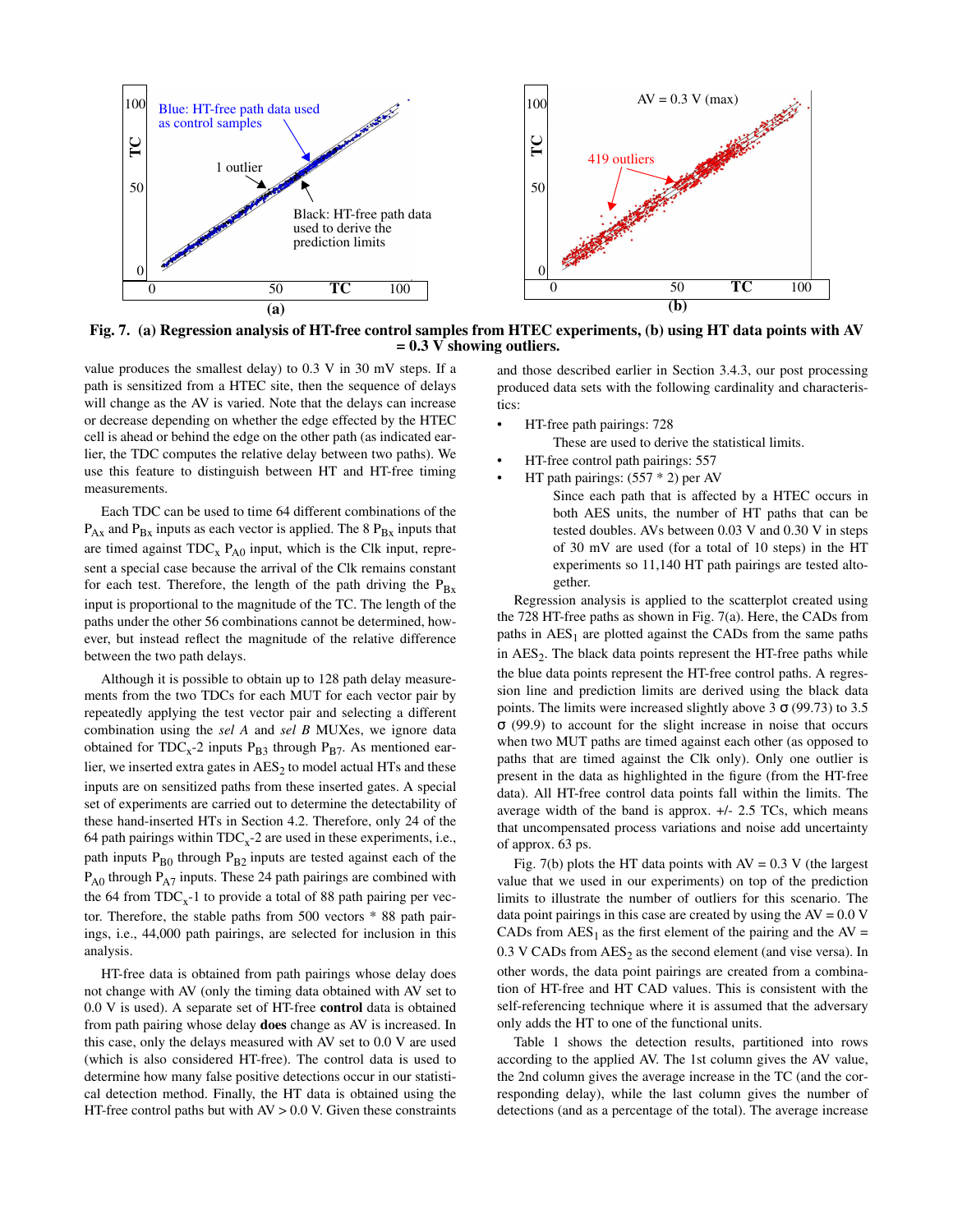Fig. 7. (a) Regression analysis of HT-free control samples from HTEC experiments, (b) using HT data points with AV = 0.3 V showing outliers.

value produces the smallest delay) to 0.3 V in 30 mV steps. If a path is sensitized from a HTEC site, then the sequence of delays will change as the AV is varied. Note that the delays can increase or decrease depending on whether the edge effected by the HTEC cell is ahead or behind the edge on the other path (as indicated earlier, the TDC computes the relative delay between two paths). We use this feature to distinguish between HT and HT-free timing measurements.

Each TDC can be used to time 64 different combinations of the $P_{Ax}$ and $P_{Bx}$ inputs as each vector is applied. The 8 $P_{Bx}$ inputs that are timed against $TDC_x$ $P_{A0}$ input, which is the Clk input, represent a special case because the arrival of the Clk remains constant for each test. Therefore, the length of the path driving the $P_{Bx}$ input is proportional to the magnitude of the TC. The length of the paths under the other 56 combinations cannot be determined, however, but instead reflect the magnitude of the relative difference between the two path delays.

Although it is possible to obtain up to 128 path delay measurements from the two TDCs for each MUT for each vector pair by repeatedly applying the test vector pair and selecting a different combination using the *sel A* and *sel B* MUXes, we ignore data obtained for $TDC_x$-2 inputs $P_{B3}$ through $P_{B7}$. As mentioned earlier, we inserted extra gates in $AES_2$ to model actual HTs and these inputs are on sensitized paths from these inserted gates. A special set of experiments are carried out to determine the detectability of these hand-inserted HTs in Section 4.2. Therefore, only 24 of the 64 path pairings within $TDC_x$-2 are used in these experiments, i.e., path inputs $P_{B0}$ through $P_{B2}$ inputs are tested against each of the $P_{A0}$ through $P_{A7}$ inputs. These 24 path pairings are combined with the 64 from $TDC_x$-1 to provide a total of 88 path pairing per vector. Therefore, the stable paths from 500 vectors * 88 path pairings, i.e., 44,000 path pairings, are selected for inclusion in this analysis.

HT-free data is obtained from path pairings whose delay does not change with AV (only the timing data obtained with AV set to 0.0 V is used). A separate set of HT-free **control** data is obtained from path pairing whose delay **does** change as AV is increased. In this case, only the delays measured with AV set to 0.0 V are used (which is also considered HT-free). The control data is used to determine how many false positive detections occur in our statistical detection method. Finally, the HT data is obtained using the HT-free control paths but with AV > 0.0 V. Given these constraints and those described earlier in Section 3.4.3, our post processing produced data sets with the following cardinality and characteristics:

- HT-free path pairings: 728
  
  These are used to derive the statistical limits.
- HT-free control path pairings: 557
- HT path pairings: (557 * 2) per AV
  
  Since each path that is affected by a HTEC occurs in both AES units, the number of HT paths that can be tested doubles. AVs between 0.03 V and 0.30 V in steps of 30 mV are used (for a total of 10 steps) in the HT experiments so 11,140 HT path pairings are tested altogether.

Regression analysis is applied to the scatterplot created using the 728 HT-free paths as shown in Fig. 7(a). Here, the CADs from paths in $AES_1$ are plotted against the CADs from the same paths in $AES_2$. The black data points represent the HT-free paths while the blue data points represent the HT-free control paths. A regression line and prediction limits are derived using the black data points. The limits were increased slightly above 3 $\sigma$ (99.73) to 3.5 $\sigma$ (99.9) to account for the slight increase in noise that occurs when two MUT paths are timed against each other (as opposed to paths that are timed against the Clk only). Only one outlier is present in the data as highlighted in the figure (from the HT-free data). All HT-free control data points fall within the limits. The average width of the band is approx. +/- 2.5 TCs, which means that uncompensated process variations and noise add uncertainty of approx. 63 ps.

Fig. 7(b) plots the HT data points with AV = 0.3 V (the largest value that we used in our experiments) on top of the prediction limits to illustrate the number of outliers for this scenario. The data point pairings in this case are created by using the AV = 0.0 V CADs from $AES_1$ as the first element of the pairing and the AV = 0.3 V CADs from $AES_2$ as the second element (and vise versa). In other words, the data point pairings are created from a combination of HT-free and HT CAD values. This is consistent with the self-referencing technique where it is assumed that the adversary only adds the HT to one of the functional units.

Table 1 shows the detection results, partitioned into rows according to the applied AV. The 1st column gives the AV value, the 2nd column gives the average increase in the TC (and the corresponding delay), while the last column gives the number of detections (and as a percentage of the total). The average increase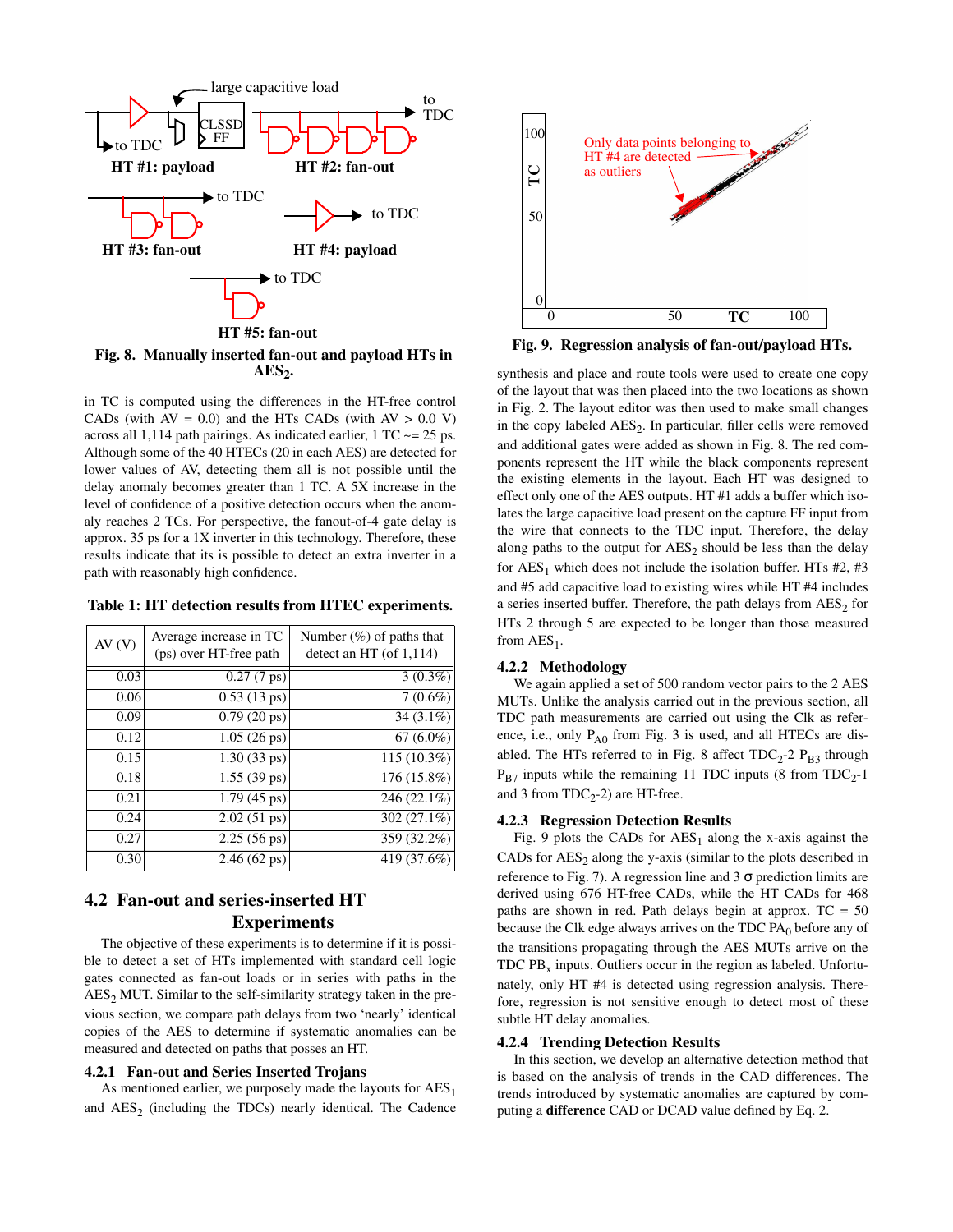Fig. 8. Manually inserted fan-out and payload HTs in $AES_2$.

in TC is computed using the differences in the HT-free control CADs (with AV = 0.0) and the HTs CADs (with AV > 0.0 V) across all 1,114 path pairings. As indicated earlier, 1 TC ~= 25 ps. Although some of the 40 HTECs (20 in each AES) are detected for lower values of AV, detecting them all is not possible until the delay anomaly becomes greater than 1 TC. A 5X increase in the level of confidence of a positive detection occurs when the anomaly reaches 2 TCs. For perspective, the fanout-of-4 gate delay is approx. 35 ps for a 1X inverter in this technology. Therefore, these results indicate that its is possible to detect an extra inverter in a path with reasonably high confidence.

**Table 1: HT detection results from HTEC experiments.**

| AV (V) | Average increase in TC (ps) over HT-free path | Number (%) of paths that detect an HT (of 1,114) |
|---|---|---|
| 0.03 | 0.27 (7 ps) | 3 (0.3%) |
| 0.06 | 0.53 (13 ps) | 7 (0.6%) |
| 0.09 | 0.79 (20 ps) | 34 (3.1%) |
| 0.12 | 1.05 (26 ps) | 67 (6.0%) |
| 0.15 | 1.30 (33 ps) | 115 (10.3%) |
| 0.18 | 1.55 (39 ps) | 176 (15.8%) |
| 0.21 | 1.79 (45 ps) | 246 (22.1%) |
| 0.24 | 2.02 (51 ps) | 302 (27.1%) |
| 0.27 | 2.25 (56 ps) | 359 (32.2%) |
| 0.30 | 2.46 (62 ps) | 419 (37.6%) |

## 4.2 Fan-out and series-inserted HT Experiments

The objective of these experiments is to determine if it is possible to detect a set of HTs implemented with standard cell logic gates connected as fan-out loads or in series with paths in the $AES_2$ MUT. Similar to the self-similarity strategy taken in the previous section, we compare path delays from two 'nearly' identical copies of the AES to determine if systematic anomalies can be measured and detected on paths that posses an HT.

### 4.2.1 Fan-out and Series Inserted Trojans

As mentioned earlier, we purposely made the layouts for $AES_1$ and $AES_2$ (including the TDCs) nearly identical. The Cadence synthesis and place and route tools were used to create one copy of the layout that was then placed into the two locations as shown in Fig. 2. The layout editor was then used to make small changes in the copy labeled $AES_2$. In particular, filler cells were removed and additional gates were added as shown in Fig. 8. The red components represent the HT while the black components represent the existing elements in the layout. Each HT was designed to effect only one of the AES outputs. HT #1 adds a buffer which isolates the large capacitive load present on the capture FF input from the wire that connects to the TDC input. Therefore, the delay along paths to the output for $AES_2$ should be less than the delay for $AES_1$ which does not include the isolation buffer. HTs #2, #3 and #5 add capacitive load to existing wires while HT #4 includes a series inserted buffer. Therefore, the path delays from $AES_2$ for HTs 2 through 5 are expected to be longer than those measured from $AES_1$.

Fig. 9. Regression analysis of fan-out/payload HTs.

### 4.2.2 Methodology

We again applied a set of 500 random vector pairs to the 2 AES MUTs. Unlike the analysis carried out in the previous section, all TDC path measurements are carried out using the Clk as reference, i.e., only $P_{A0}$ from Fig. 3 is used, and all HTECs are disabled. The HTs referred to in Fig. 8 affect $TDC_2$-2 $P_{B3}$ through $P_{B7}$ inputs while the remaining 11 TDC inputs (8 from $TDC_2$-1 and 3 from $TDC_2$-2) are HT-free.

### 4.2.3 Regression Detection Results

Fig. 9 plots the CADs for $AES_1$ along the x-axis against the CADs for $AES_2$ along the y-axis (similar to the plots described in reference to Fig. 7). A regression line and 3 σ prediction limits are derived using 676 HT-free CADs, while the HT CADs for 468 paths are shown in red. Path delays begin at approx. TC = 50 because the Clk edge always arrives on the TDC $PA_0$ before any of the transitions propagating through the AES MUTs arrive on the TDC $PB_x$ inputs. Outliers occur in the region as labeled. Unfortunately, only HT #4 is detected using regression analysis. Therefore, regression is not sensitive enough to detect most of these subtle HT delay anomalies.

### 4.2.4 Trending Detection Results

In this section, we develop an alternative detection method that is based on the analysis of trends in the CAD differences. The trends introduced by systematic anomalies are captured by computing a **difference** CAD or DCAD value defined by Eq. 2.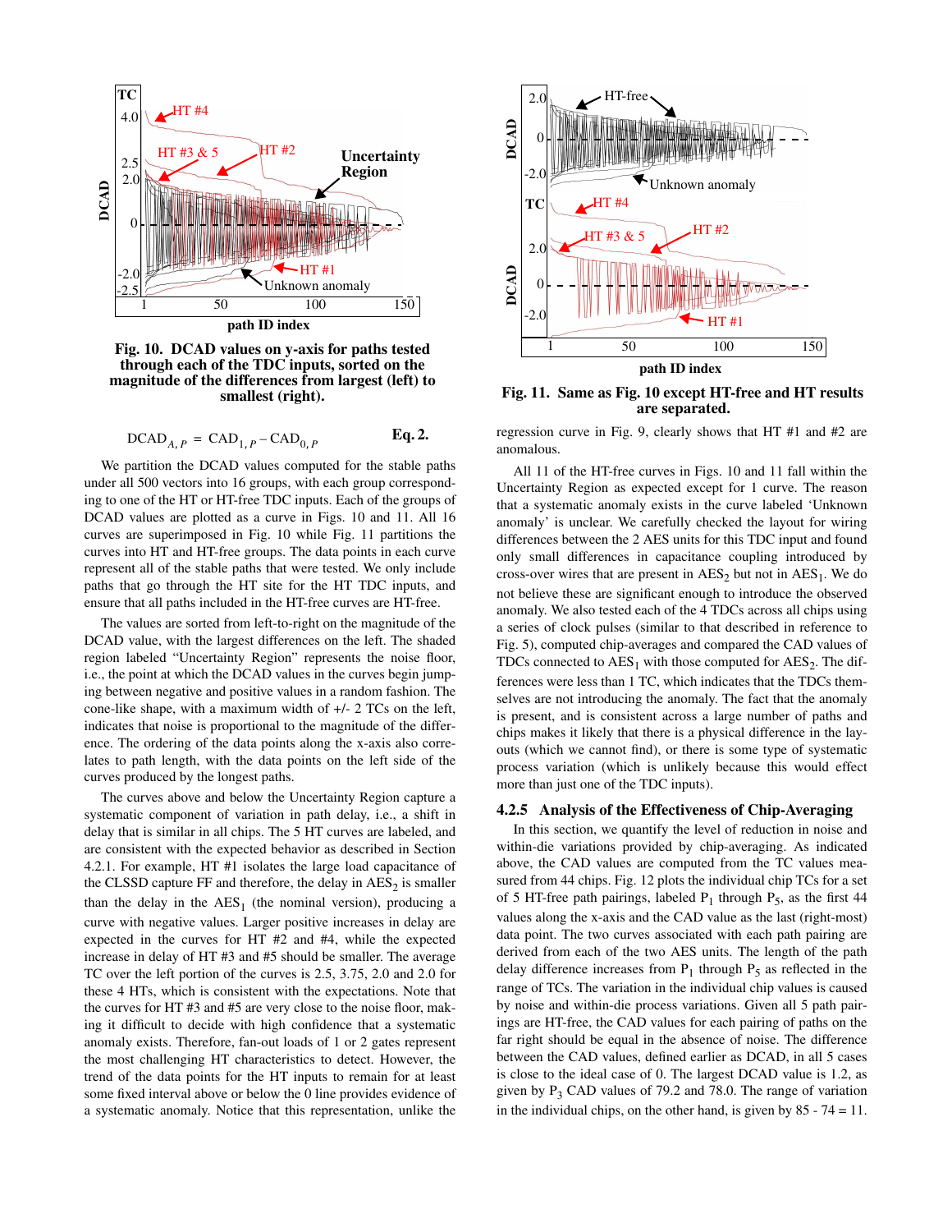Fig. 10. DCAD values on y-axis for paths tested through each of the TDC inputs, sorted on the magnitude of the differences from largest (left) to smallest (right).

Fig. 11. Same as Fig. 10 except HT-free and HT results are separated.

$$\mathrm{DCAD}_{A,P} = \mathrm{CAD}_{1,P} - \mathrm{CAD}_{0,P} \qquad \textbf{Eq. 2.}$$

We partition the DCAD values computed for the stable paths under all 500 vectors into 16 groups, with each group corresponding to one of the HT or HT-free TDC inputs. Each of the groups of DCAD values are plotted as a curve in Figs. 10 and 11. All 16 curves are superimposed in Fig. 10 while Fig. 11 partitions the curves into HT and HT-free groups. The data points in each curve represent all of the stable paths that were tested. We only include paths that go through the HT site for the HT TDC inputs, and ensure that all paths included in the HT-free curves are HT-free.

The values are sorted from left-to-right on the magnitude of the DCAD value, with the largest differences on the left. The shaded region labeled "Uncertainty Region" represents the noise floor, i.e., the point at which the DCAD values in the curves begin jumping between negative and positive values in a random fashion. The cone-like shape, with a maximum width of +/- 2 TCs on the left, indicates that noise is proportional to the magnitude of the difference. The ordering of the data points along the x-axis also correlates to path length, with the data points on the left side of the curves produced by the longest paths.

The curves above and below the Uncertainty Region capture a systematic component of variation in path delay, i.e., a shift in delay that is similar in all chips. The 5 HT curves are labeled, and are consistent with the expected behavior as described in Section 4.2.1. For example, HT #1 isolates the large load capacitance of the CLSSD capture FF and therefore, the delay in $\mathrm{AES}_2$ is smaller than the delay in the $\mathrm{AES}_1$ (the nominal version), producing a curve with negative values. Larger positive increases in delay are expected in the curves for HT #2 and #4, while the expected increase in delay of HT #3 and #5 should be smaller. The average TC over the left portion of the curves is 2.5, 3.75, 2.0 and 2.0 for these 4 HTs, which is consistent with the expectations. Note that the curves for HT #3 and #5 are very close to the noise floor, making it difficult to decide with high confidence that a systematic anomaly exists. Therefore, fan-out loads of 1 or 2 gates represent the most challenging HT characteristics to detect. However, the trend of the data points for the HT inputs to remain for at least some fixed interval above or below the 0 line provides evidence of a systematic anomaly. Notice that this representation, unlike the regression curve in Fig. 9, clearly shows that HT #1 and #2 are anomalous.

All 11 of the HT-free curves in Figs. 10 and 11 fall within the Uncertainty Region as expected except for 1 curve. The reason that a systematic anomaly exists in the curve labeled 'Unknown anomaly' is unclear. We carefully checked the layout for wiring differences between the 2 AES units for this TDC input and found only small differences in capacitance coupling introduced by cross-over wires that are present in $\mathrm{AES}_2$ but not in $\mathrm{AES}_1$. We do not believe these are significant enough to introduce the observed anomaly. We also tested each of the 4 TDCs across all chips using a series of clock pulses (similar to that described in reference to Fig. 5), computed chip-averages and compared the CAD values of TDCs connected to $\mathrm{AES}_1$ with those computed for $\mathrm{AES}_2$. The differences were less than 1 TC, which indicates that the TDCs themselves are not introducing the anomaly. The fact that the anomaly is present, and is consistent across a large number of paths and chips makes it likely that there is a physical difference in the layouts (which we cannot find), or there is some type of systematic process variation (which is unlikely because this would effect more than just one of the TDC inputs).

### 4.2.5 Analysis of the Effectiveness of Chip-Averaging

In this section, we quantify the level of reduction in noise and within-die variations provided by chip-averaging. As indicated above, the CAD values are computed from the TC values measured from 44 chips. Fig. 12 plots the individual chip TCs for a set of 5 HT-free path pairings, labeled $P_1$ through $P_5$, as the first 44 values along the x-axis and the CAD value as the last (right-most) data point. The two curves associated with each path pairing are derived from each of the two AES units. The length of the path delay difference increases from $P_1$ through $P_5$ as reflected in the range of TCs. The variation in the individual chip values is caused by noise and within-die process variations. Given all 5 path pairings are HT-free, the CAD values for each pairing of paths on the far right should be equal in the absence of noise. The difference between the CAD values, defined earlier as DCAD, in all 5 cases is close to the ideal case of 0. The largest DCAD value is 1.2, as given by $P_3$ CAD values of 79.2 and 78.0. The range of variation in the individual chips, on the other hand, is given by 85 - 74 = 11.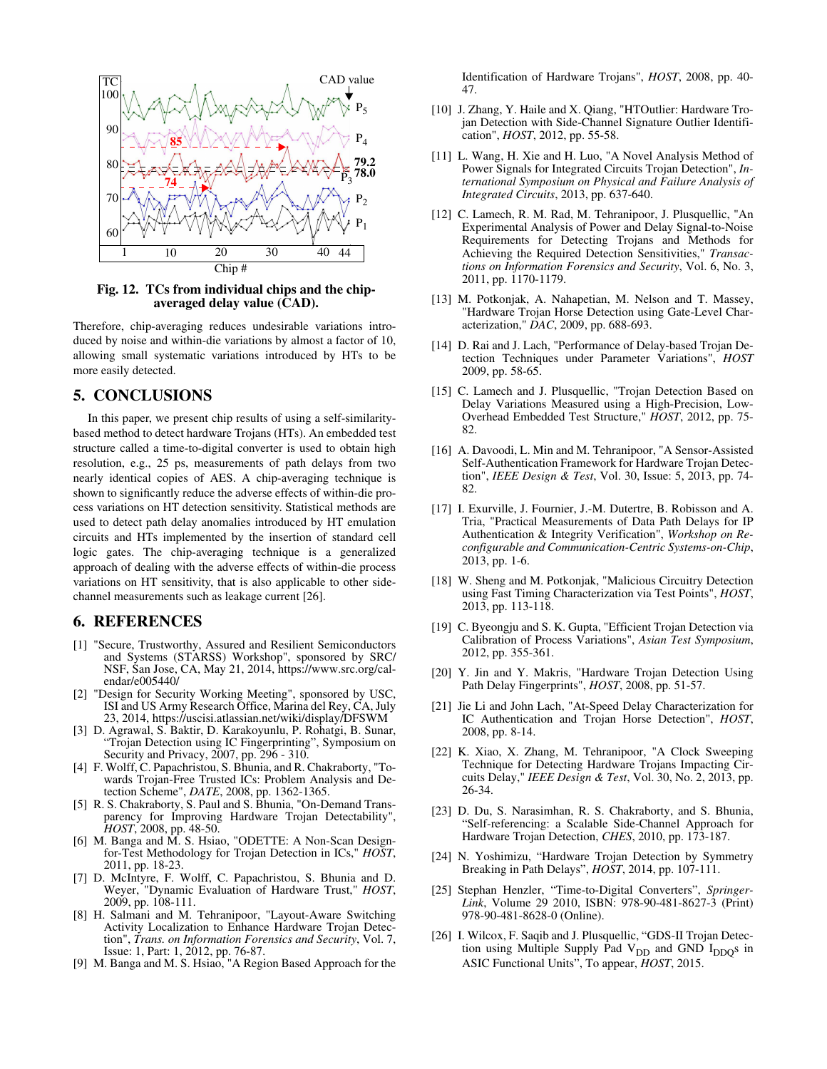TC

100

90

80

70

60

CAD value

$P_5$

$P_4$

85

79.2

78.0

$P_3$

74

$P_2$

$P_1$

1 10 20 30 40 44

Chip #

**Fig. 12. TCs from individual chips and the chip-averaged delay value (CAD).**

Therefore, chip-averaging reduces undesirable variations introduced by noise and within-die variations by almost a factor of 10, allowing small systematic variations introduced by HTs to be more easily detected.

## 5. CONCLUSIONS

In this paper, we present chip results of using a self-similarity-based method to detect hardware Trojans (HTs). An embedded test structure called a time-to-digital converter is used to obtain high resolution, e.g., 25 ps, measurements of path delays from two nearly identical copies of AES. A chip-averaging technique is shown to significantly reduce the adverse effects of within-die process variations on HT detection sensitivity. Statistical methods are used to detect path delay anomalies introduced by HT emulation circuits and HTs implemented by the insertion of standard cell logic gates. The chip-averaging technique is a generalized approach of dealing with the adverse effects of within-die process variations on HT sensitivity, that is also applicable to other side-channel measurements such as leakage current [26].

## 6. REFERENCES

[1] "Secure, Trustworthy, Assured and Resilient Semiconductors and Systems (STARSS) Workshop", sponsored by SRC/NSF, San Jose, CA, May 21, 2014, https://www.src.org/calendar/e005440/

[2] "Design for Security Working Meeting", sponsored by USC, ISI and US Army Research Office, Marina del Rey, CA, July 23, 2014, https://uscisi.atlassian.net/wiki/display/DFSWM

[3] D. Agrawal, S. Baktir, D. Karakoyunlu, P. Rohatgi, B. Sunar, "Trojan Detection using IC Fingerprinting", Symposium on Security and Privacy, 2007, pp. 296 - 310.

[4] F. Wolff, C. Papachristou, S. Bhunia, and R. Chakraborty, "Towards Trojan-Free Trusted ICs: Problem Analysis and Detection Scheme", *DATE*, 2008, pp. 1362-1365.

[5] R. S. Chakraborty, S. Paul and S. Bhunia, "On-Demand Transparency for Improving Hardware Trojan Detectability", *HOST*, 2008, pp. 48-50.

[6] M. Banga and M. S. Hsiao, "ODETTE: A Non-Scan Design-for-Test Methodology for Trojan Detection in ICs", *HOST*, 2011, pp. 18-23.

[7] D. McIntyre, F. Wolff, C. Papachristou, S. Bhunia and D. Weyer, "Dynamic Evaluation of Hardware Trust," *HOST*, 2009, pp. 108-111.

[8] H. Salmani and M. Tehranipoor, "Layout-Aware Switching Activity Localization to Enhance Hardware Trojan Detection", *Trans. on Information Forensics and Security*, Vol. 7, Issue: 1, Part: 1, 2012, pp. 76-87.

[9] M. Banga and M. S. Hsiao, "A Region Based Approach for the Identification of Hardware Trojans", *HOST*, 2008, pp. 40-47.

[10] J. Zhang, Y. Haile and X. Qiang, "HTOutlier: Hardware Trojan Detection with Side-Channel Signature Outlier Identification", *HOST*, 2012, pp. 55-58.

[11] L. Wang, H. Xie and H. Luo, "A Novel Analysis Method of Power Signals for Integrated Circuits Trojan Detection", *International Symposium on Physical and Failure Analysis of Integrated Circuits*, 2013, pp. 637-640.

[12] C. Lamech, R. M. Rad, M. Tehranipoor, J. Plusquellic, "An Experimental Analysis of Power and Delay Signal-to-Noise Requirements for Detecting Trojans and Methods for Achieving the Required Detection Sensitivities," *Transactions on Information Forensics and Security*, Vol. 6, No. 3, 2011, pp. 1170-1179.

[13] M. Potkonjak, A. Nahapetian, M. Nelson and T. Massey, "Hardware Trojan Horse Detection using Gate-Level Characterization," *DAC*, 2009, pp. 688-693.

[14] D. Rai and J. Lach, "Performance of Delay-based Trojan Detection Techniques under Parameter Variations", *HOST* 2009, pp. 58-65.

[15] C. Lamech and J. Plusquellic, "Trojan Detection Based on Delay Variations Measured using a High-Precision, Low-Overhead Embedded Test Structure", *HOST*, 2012, pp. 75-82.

[16] A. Davoodi, L. Min and M. Tehranipoor, "A Sensor-Assisted Self-Authentication Framework for Hardware Trojan Detection", *IEEE Design & Test*, Vol. 30, Issue: 5, 2013, pp. 74-82.

[17] I. Exurville, J. Fournier, J.-M. Dutertre, B. Robisson and A. Tria, "Practical Measurements of Data Path Delays for IP Authentication & Integrity Verification", *Workshop on Reconfigurable and Communication-Centric Systems-on-Chip*, 2013, pp. 1-6.

[18] W. Sheng and M. Potkonjak, "Malicious Circuitry Detection using Fast Timing Characterization via Test Points", *HOST*, 2013, pp. 113-118.

[19] C. Byeongju and S. K. Gupta, "Efficient Trojan Detection via Calibration of Process Variations", *Asian Test Symposium*, 2012, pp. 355-361.

[20] Y. Jin and Y. Makris, "Hardware Trojan Detection Using Path Delay Fingerprints", *HOST*, 2008, pp. 51-57.

[21] Jie Li and John Lach, "At-Speed Delay Characterization for IC Authentication and Trojan Horse Detection", *HOST*, 2008, pp. 8-14.

[22] K. Xiao, X. Zhang, M. Tehranipoor, "A Clock Sweeping Technique for Detecting Hardware Trojans Impacting Circuits Delay," *IEEE Design & Test*, Vol. 30, No. 2, 2013, pp. 26-34.

[23] D. Du, S. Narasimhan, R. S. Chakraborty, and S. Bhunia, "Self-referencing: a Scalable Side-Channel Approach for Hardware Trojan Detection, *CHES*, 2010, pp. 173-187.

[24] N. Yoshimizu, "Hardware Trojan Detection by Symmetry Breaking in Path Delays", *HOST*, 2014, pp. 107-111.

[25] Stephan Henzler, "Time-to-Digital Converters", *Springer-Link*, Volume 29 2010, ISBN: 978-90-481-8627-3 (Print) 978-90-481-8628-0 (Online).

[26] I. Wilcox, F. Saqib and J. Plusquellic, "GDS-II Trojan Detection using Multiple Supply Pad $V_{DD}$ and GND $I_{DDQ}$s in ASIC Functional Units", To appear, *HOST*, 2015.